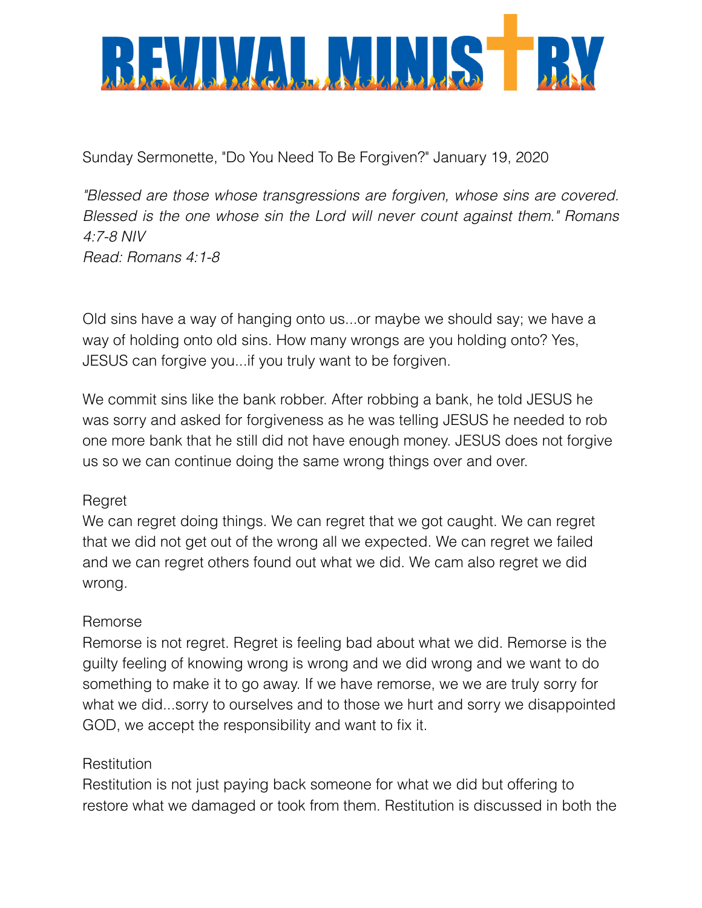# REVIVAL MINISTRY

Sunday Sermonette, "Do You Need To Be Forgiven?" January 19, 2020

*"Blessed are those whose transgressions are forgiven, whose sins are covered. Blessed is the one whose sin the Lord will never count against them." Romans 4:7-8 NIV*
*Read: Romans 4:1-8*

Old sins have a way of hanging onto us...or maybe we should say; we have a way of holding onto old sins. How many wrongs are you holding onto? Yes, JESUS can forgive you...if you truly want to be forgiven.

We commit sins like the bank robber. After robbing a bank, he told JESUS he was sorry and asked for forgiveness as he was telling JESUS he needed to rob one more bank that he still did not have enough money. JESUS does not forgive us so we can continue doing the same wrong things over and over.

Regret
We can regret doing things. We can regret that we got caught. We can regret that we did not get out of the wrong all we expected. We can regret we failed and we can regret others found out what we did. We cam also regret we did wrong.

Remorse
Remorse is not regret. Regret is feeling bad about what we did. Remorse is the guilty feeling of knowing wrong is wrong and we did wrong and we want to do something to make it to go away. If we have remorse, we we are truly sorry for what we did...sorry to ourselves and to those we hurt and sorry we disappointed GOD, we accept the responsibility and want to fix it.

Restitution
Restitution is not just paying back someone for what we did but offering to restore what we damaged or took from them. Restitution is discussed in both the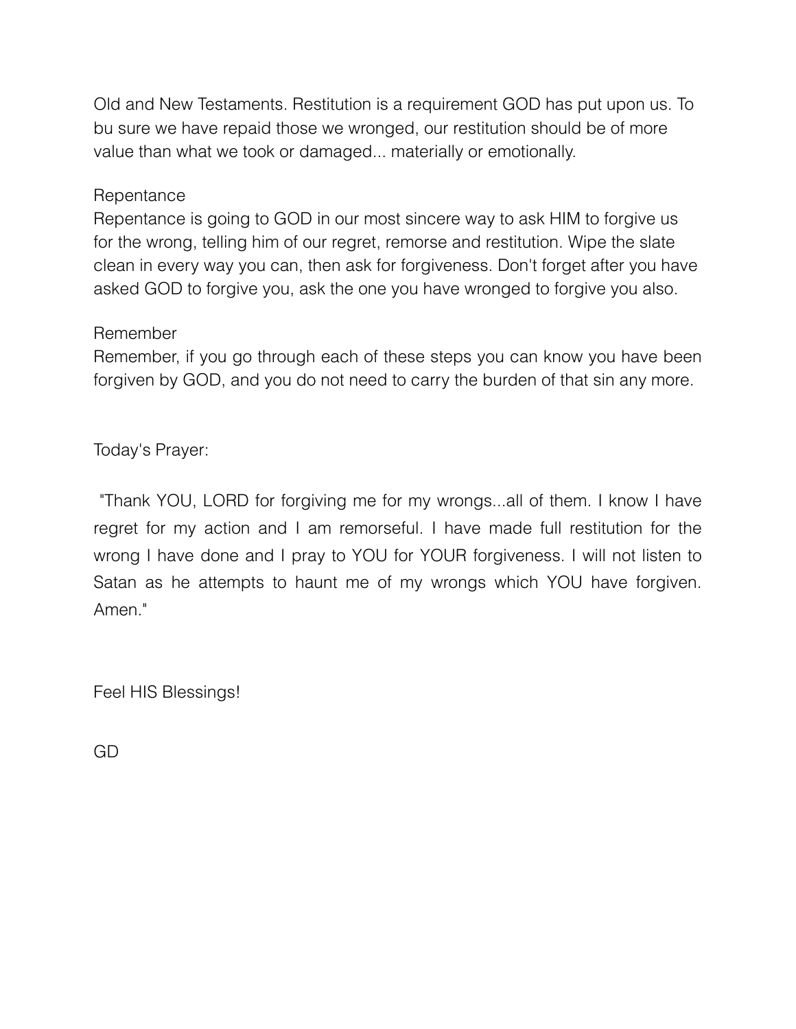Old and New Testaments. Restitution is a requirement GOD has put upon us. To bu sure we have repaid those we wronged, our restitution should be of more value than what we took or damaged... materially or emotionally.

Repentance

Repentance is going to GOD in our most sincere way to ask HIM to forgive us for the wrong, telling him of our regret, remorse and restitution. Wipe the slate clean in every way you can, then ask for forgiveness. Don't forget after you have asked GOD to forgive you, ask the one you have wronged to forgive you also.

Remember

Remember, if you go through each of these steps you can know you have been forgiven by GOD, and you do not need to carry the burden of that sin any more.

Today's Prayer:

"Thank YOU, LORD for forgiving me for my wrongs...all of them. I know I have regret for my action and I am remorseful. I have made full restitution for the wrong I have done and I pray to YOU for YOUR forgiveness. I will not listen to Satan as he attempts to haunt me of my wrongs which YOU have forgiven. Amen."

Feel HIS Blessings!

GD